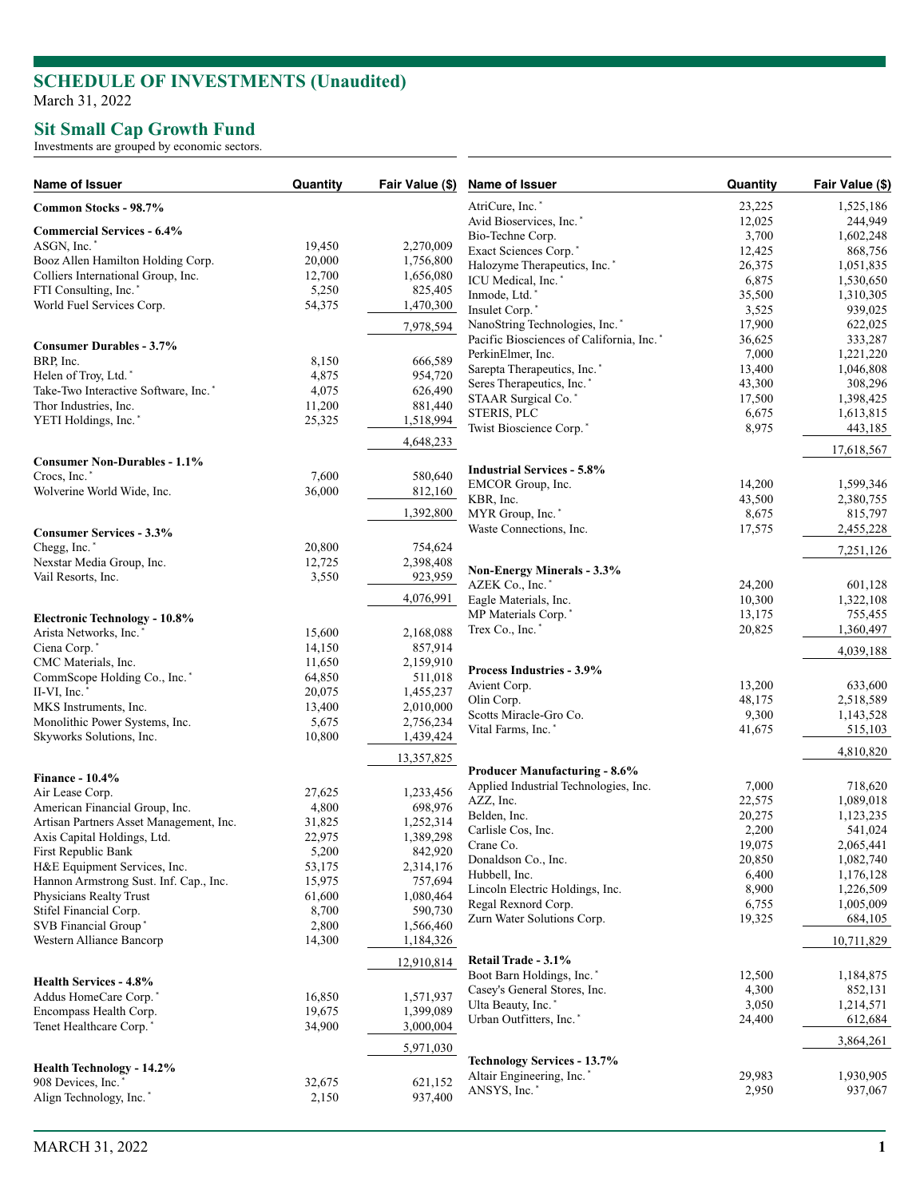# SCHEDULE OF INVESTMENTS (Unaudited)

March 31, 2022

## Sit Small Cap Growth Fund

Investments are grouped by economic sectors.

| Name of Issuer | Quantity | Fair Value ($) |
|---|---|---|
| **Common Stocks - 98.7%** | | |
| **Commercial Services - 6.4%** | | |
| ASGN, Inc. * | 19,450 | 2,270,009 |
| Booz Allen Hamilton Holding Corp. | 20,000 | 1,756,800 |
| Colliers International Group, Inc. | 12,700 | 1,656,080 |
| FTI Consulting, Inc. * | 5,250 | 825,405 |
| World Fuel Services Corp. | 54,375 | 1,470,300 |
| | | 7,978,594 |
| **Consumer Durables - 3.7%** | | |
| BRP, Inc. | 8,150 | 666,589 |
| Helen of Troy, Ltd. * | 4,875 | 954,720 |
| Take-Two Interactive Software, Inc. * | 4,075 | 626,490 |
| Thor Industries, Inc. | 11,200 | 881,440 |
| YETI Holdings, Inc. * | 25,325 | 1,518,994 |
| | | 4,648,233 |
| **Consumer Non-Durables - 1.1%** | | |
| Crocs, Inc. * | 7,600 | 580,640 |
| Wolverine World Wide, Inc. | 36,000 | 812,160 |
| | | 1,392,800 |
| **Consumer Services - 3.3%** | | |
| Chegg, Inc. * | 20,800 | 754,624 |
| Nexstar Media Group, Inc. | 12,725 | 2,398,408 |
| Vail Resorts, Inc. | 3,550 | 923,959 |
| | | 4,076,991 |
| **Electronic Technology - 10.8%** | | |
| Arista Networks, Inc. * | 15,600 | 2,168,088 |
| Ciena Corp. * | 14,150 | 857,914 |
| CMC Materials, Inc. | 11,650 | 2,159,910 |
| CommScope Holding Co., Inc. * | 64,850 | 511,018 |
| II-VI, Inc. * | 20,075 | 1,455,237 |
| MKS Instruments, Inc. | 13,400 | 2,010,000 |
| Monolithic Power Systems, Inc. | 5,675 | 2,756,234 |
| Skyworks Solutions, Inc. | 10,800 | 1,439,424 |
| | | 13,357,825 |
| **Finance - 10.4%** | | |
| Air Lease Corp. | 27,625 | 1,233,456 |
| American Financial Group, Inc. | 4,800 | 698,976 |
| Artisan Partners Asset Management, Inc. | 31,825 | 1,252,314 |
| Axis Capital Holdings, Ltd. | 22,975 | 1,389,298 |
| First Republic Bank | 5,200 | 842,920 |
| H&E Equipment Services, Inc. | 53,175 | 2,314,176 |
| Hannon Armstrong Sust. Inf. Cap., Inc. | 15,975 | 757,694 |
| Physicians Realty Trust | 61,600 | 1,080,464 |
| Stifel Financial Corp. | 8,700 | 590,730 |
| SVB Financial Group * | 2,800 | 1,566,460 |
| Western Alliance Bancorp | 14,300 | 1,184,326 |
| | | 12,910,814 |
| **Health Services - 4.8%** | | |
| Addus HomeCare Corp. * | 16,850 | 1,571,937 |
| Encompass Health Corp. | 19,675 | 1,399,089 |
| Tenet Healthcare Corp. * | 34,900 | 3,000,004 |
| | | 5,971,030 |
| **Health Technology - 14.2%** | | |
| 908 Devices, Inc. * | 32,675 | 621,152 |
| Align Technology, Inc. * | 2,150 | 937,400 |
| AtriCure, Inc. * | 23,225 | 1,525,186 |
| Avid Bioservices, Inc. * | 12,025 | 244,949 |
| Bio-Techne Corp. | 3,700 | 1,602,248 |
| Exact Sciences Corp. * | 12,425 | 868,756 |
| Halozyme Therapeutics, Inc. * | 26,375 | 1,051,835 |
| ICU Medical, Inc. * | 6,875 | 1,530,650 |
| Inmode, Ltd. * | 35,500 | 1,310,305 |
| Insulet Corp. * | 3,525 | 939,025 |
| NanoString Technologies, Inc. * | 17,900 | 622,025 |
| Pacific Biosciences of California, Inc. * | 36,625 | 333,287 |
| PerkinElmer, Inc. | 7,000 | 1,221,220 |
| Sarepta Therapeutics, Inc. * | 13,400 | 1,046,808 |
| Seres Therapeutics, Inc. * | 43,300 | 308,296 |
| STAAR Surgical Co. * | 17,500 | 1,398,425 |
| STERIS, PLC | 6,675 | 1,613,815 |
| Twist Bioscience Corp. * | 8,975 | 443,185 |
| | | 17,618,567 |
| **Industrial Services - 5.8%** | | |
| EMCOR Group, Inc. | 14,200 | 1,599,346 |
| KBR, Inc. | 43,500 | 2,380,755 |
| MYR Group, Inc. * | 8,675 | 815,797 |
| Waste Connections, Inc. | 17,575 | 2,455,228 |
| | | 7,251,126 |
| **Non-Energy Minerals - 3.3%** | | |
| AZEK Co., Inc. * | 24,200 | 601,128 |
| Eagle Materials, Inc. | 10,300 | 1,322,108 |
| MP Materials Corp. * | 13,175 | 755,455 |
| Trex Co., Inc. * | 20,825 | 1,360,497 |
| | | 4,039,188 |
| **Process Industries - 3.9%** | | |
| Avient Corp. | 13,200 | 633,600 |
| Olin Corp. | 48,175 | 2,518,589 |
| Scotts Miracle-Gro Co. | 9,300 | 1,143,528 |
| Vital Farms, Inc. * | 41,675 | 515,103 |
| | | 4,810,820 |
| **Producer Manufacturing - 8.6%** | | |
| Applied Industrial Technologies, Inc. | 7,000 | 718,620 |
| AZZ, Inc. | 22,575 | 1,089,018 |
| Belden, Inc. | 20,275 | 1,123,235 |
| Carlisle Cos, Inc. | 2,200 | 541,024 |
| Crane Co. | 19,075 | 2,065,441 |
| Donaldson Co., Inc. | 20,850 | 1,082,740 |
| Hubbell, Inc. | 6,400 | 1,176,128 |
| Lincoln Electric Holdings, Inc. | 8,900 | 1,226,509 |
| Regal Rexnord Corp. | 6,755 | 1,005,009 |
| Zurn Water Solutions Corp. | 19,325 | 684,105 |
| | | 10,711,829 |
| **Retail Trade - 3.1%** | | |
| Boot Barn Holdings, Inc. * | 12,500 | 1,184,875 |
| Casey's General Stores, Inc. | 4,300 | 852,131 |
| Ulta Beauty, Inc. * | 3,050 | 1,214,571 |
| Urban Outfitters, Inc. * | 24,400 | 612,684 |
| | | 3,864,261 |
| **Technology Services - 13.7%** | | |
| Altair Engineering, Inc. * | 29,983 | 1,930,905 |
| ANSYS, Inc. * | 2,950 | 937,067 |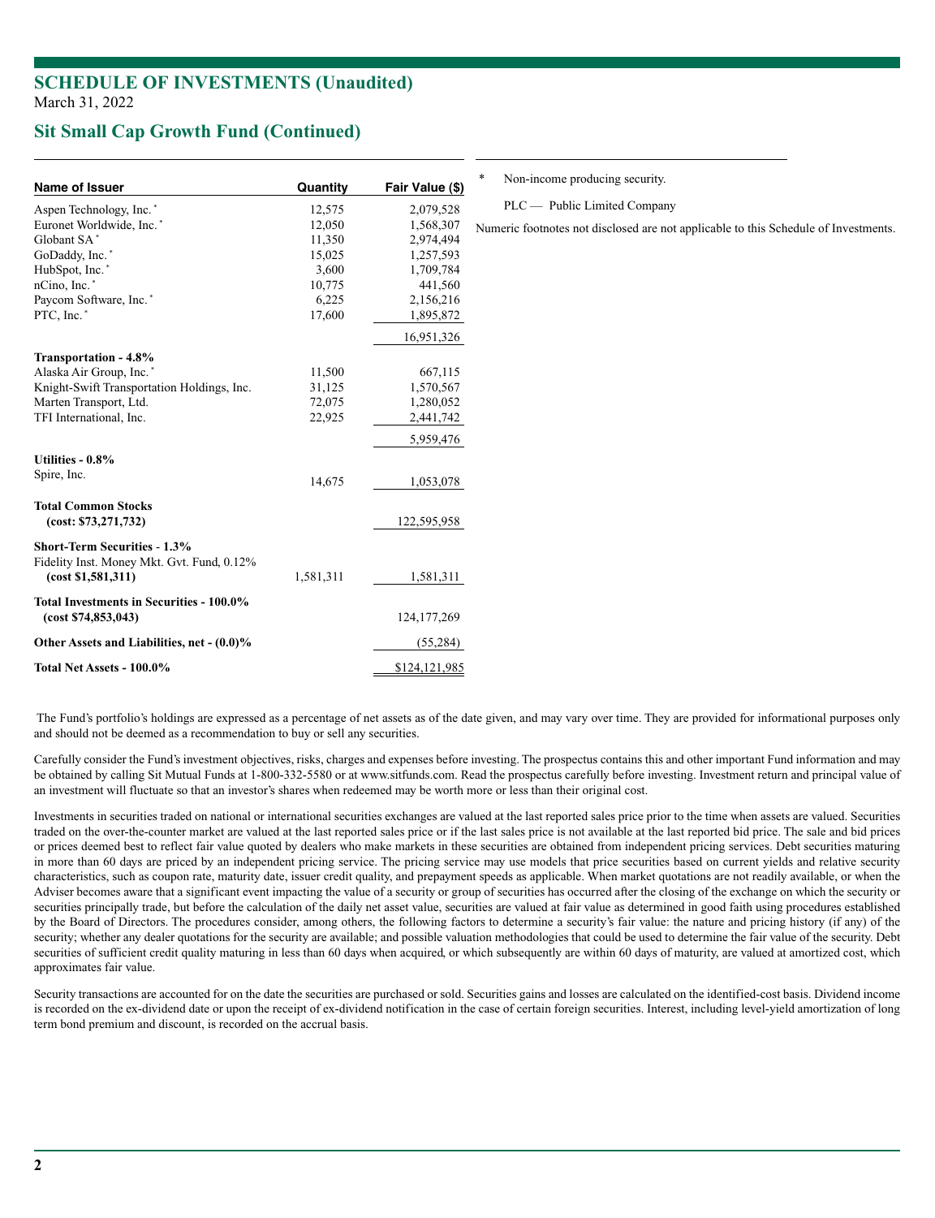## SCHEDULE OF INVESTMENTS (Unaudited)

March 31, 2022

## Sit Small Cap Growth Fund (Continued)

| Name of Issuer | Quantity | Fair Value ($) |
|---|---|---|
| Aspen Technology, Inc. * | 12,575 | 2,079,528 |
| Euronet Worldwide, Inc. * | 12,050 | 1,568,307 |
| Globant SA * | 11,350 | 2,974,494 |
| GoDaddy, Inc. * | 15,025 | 1,257,593 |
| HubSpot, Inc. * | 3,600 | 1,709,784 |
| nCino, Inc. * | 10,775 | 441,560 |
| Paycom Software, Inc. * | 6,225 | 2,156,216 |
| PTC, Inc. * | 17,600 | 1,895,872 |
| | | 16,951,326 |
| **Transportation - 4.8%** | | |
| Alaska Air Group, Inc. * | 11,500 | 667,115 |
| Knight-Swift Transportation Holdings, Inc. | 31,125 | 1,570,567 |
| Marten Transport, Ltd. | 72,075 | 1,280,052 |
| TFI International, Inc. | 22,925 | 2,441,742 |
| | | 5,959,476 |
| **Utilities - 0.8%** | | |
| Spire, Inc. | 14,675 | 1,053,078 |
| **Total Common Stocks (cost: $73,271,732)** | | 122,595,958 |
| **Short-Term Securities - 1.3%** | | |
| Fidelity Inst. Money Mkt. Gvt. Fund, 0.12% **(cost $1,581,311)** | 1,581,311 | 1,581,311 |
| **Total Investments in Securities - 100.0% (cost $74,853,043)** | | 124,177,269 |
| **Other Assets and Liabilities, net - (0.0)%** | | (55,284) |
| **Total Net Assets - 100.0%** | | $124,121,985 |

\* Non-income producing security.

PLC — Public Limited Company

Numeric footnotes not disclosed are not applicable to this Schedule of Investments.

The Fund's portfolio's holdings are expressed as a percentage of net assets as of the date given, and may vary over time. They are provided for informational purposes only and should not be deemed as a recommendation to buy or sell any securities.

Carefully consider the Fund's investment objectives, risks, charges and expenses before investing. The prospectus contains this and other important Fund information and may be obtained by calling Sit Mutual Funds at 1-800-332-5580 or at www.sitfunds.com. Read the prospectus carefully before investing. Investment return and principal value of an investment will fluctuate so that an investor's shares when redeemed may be worth more or less than their original cost.

Investments in securities traded on national or international securities exchanges are valued at the last reported sales price prior to the time when assets are valued. Securities traded on the over-the-counter market are valued at the last reported sales price or if the last sales price is not available at the last reported bid price. The sale and bid prices or prices deemed best to reflect fair value quoted by dealers who make markets in these securities are obtained from independent pricing services. Debt securities maturing in more than 60 days are priced by an independent pricing service. The pricing service may use models that price securities based on current yields and relative security characteristics, such as coupon rate, maturity date, issuer credit quality, and prepayment speeds as applicable. When market quotations are not readily available, or when the Adviser becomes aware that a significant event impacting the value of a security or group of securities has occurred after the closing of the exchange on which the security or securities principally trade, but before the calculation of the daily net asset value, securities are valued at fair value as determined in good faith using procedures established by the Board of Directors. The procedures consider, among others, the following factors to determine a security's fair value: the nature and pricing history (if any) of the security; whether any dealer quotations for the security are available; and possible valuation methodologies that could be used to determine the fair value of the security. Debt securities of sufficient credit quality maturing in less than 60 days when acquired, or which subsequently are within 60 days of maturity, are valued at amortized cost, which approximates fair value.

Security transactions are accounted for on the date the securities are purchased or sold. Securities gains and losses are calculated on the identified-cost basis. Dividend income is recorded on the ex-dividend date or upon the receipt of ex-dividend notification in the case of certain foreign securities. Interest, including level-yield amortization of long term bond premium and discount, is recorded on the accrual basis.